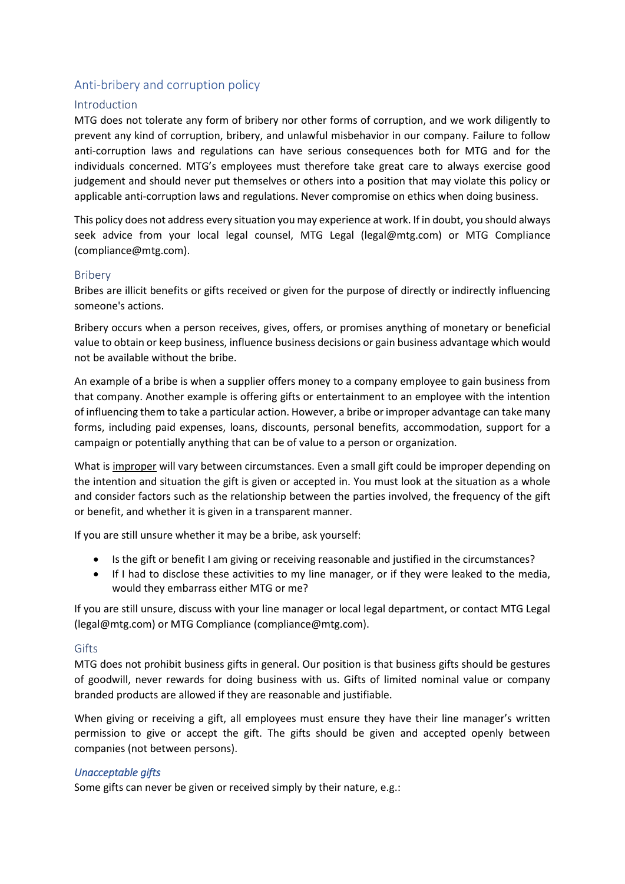# Anti-bribery and corruption policy

## Introduction

MTG does not tolerate any form of bribery nor other forms of corruption, and we work diligently to prevent any kind of corruption, bribery, and unlawful misbehavior in our company. Failure to follow anti-corruption laws and regulations can have serious consequences both for MTG and for the individuals concerned. MTG's employees must therefore take great care to always exercise good judgement and should never put themselves or others into a position that may violate this policy or applicable anti-corruption laws and regulations. Never compromise on ethics when doing business.

This policy does not address every situation you may experience at work. If in doubt, you should always seek advice from your local legal counsel, MTG Legal (legal@mtg.com) or MTG Compliance (compliance@mtg.com).

## Bribery

Bribes are illicit benefits or gifts received or given for the purpose of directly or indirectly influencing someone's actions.

Bribery occurs when a person receives, gives, offers, or promises anything of monetary or beneficial value to obtain or keep business, influence business decisions or gain business advantage which would not be available without the bribe.

An example of a bribe is when a supplier offers money to a company employee to gain business from that company. Another example is offering gifts or entertainment to an employee with the intention of influencing them to take a particular action. However, a bribe or improper advantage can take many forms, including paid expenses, loans, discounts, personal benefits, accommodation, support for a campaign or potentially anything that can be of value to a person or organization.

What is <u>improper</u> will vary between circumstances. Even a small gift could be improper depending on the intention and situation the gift is given or accepted in. You must look at the situation as a whole and consider factors such as the relationship between the parties involved, the frequency of the gift or benefit, and whether it is given in a transparent manner.

If you are still unsure whether it may be a bribe, ask yourself:

- Is the gift or benefit I am giving or receiving reasonable and justified in the circumstances?
- If I had to disclose these activities to my line manager, or if they were leaked to the media, would they embarrass either MTG or me?

If you are still unsure, discuss with your line manager or local legal department, or contact MTG Legal (legal@mtg.com) or MTG Compliance (compliance@mtg.com).

## Gifts

MTG does not prohibit business gifts in general. Our position is that business gifts should be gestures of goodwill, never rewards for doing business with us. Gifts of limited nominal value or company branded products are allowed if they are reasonable and justifiable.

When giving or receiving a gift, all employees must ensure they have their line manager's written permission to give or accept the gift. The gifts should be given and accepted openly between companies (not between persons).

### *Unacceptable gifts*

Some gifts can never be given or received simply by their nature, e.g.: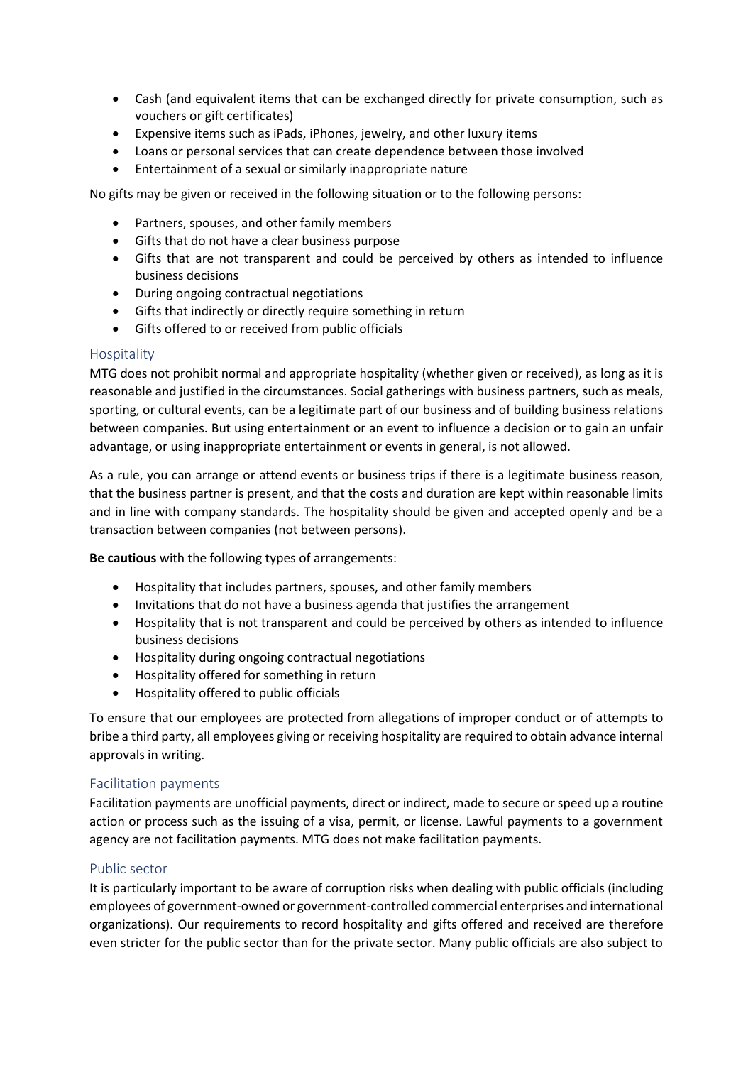- Cash (and equivalent items that can be exchanged directly for private consumption, such as vouchers or gift certificates)
- Expensive items such as iPads, iPhones, jewelry, and other luxury items
- Loans or personal services that can create dependence between those involved
- Entertainment of a sexual or similarly inappropriate nature

No gifts may be given or received in the following situation or to the following persons:

- Partners, spouses, and other family members
- Gifts that do not have a clear business purpose
- Gifts that are not transparent and could be perceived by others as intended to influence business decisions
- During ongoing contractual negotiations
- Gifts that indirectly or directly require something in return
- Gifts offered to or received from public officials

## Hospitality

MTG does not prohibit normal and appropriate hospitality (whether given or received), as long as it is reasonable and justified in the circumstances. Social gatherings with business partners, such as meals, sporting, or cultural events, can be a legitimate part of our business and of building business relations between companies. But using entertainment or an event to influence a decision or to gain an unfair advantage, or using inappropriate entertainment or events in general, is not allowed.

As a rule, you can arrange or attend events or business trips if there is a legitimate business reason, that the business partner is present, and that the costs and duration are kept within reasonable limits and in line with company standards. The hospitality should be given and accepted openly and be a transaction between companies (not between persons).

**Be cautious** with the following types of arrangements:

- Hospitality that includes partners, spouses, and other family members
- Invitations that do not have a business agenda that justifies the arrangement
- Hospitality that is not transparent and could be perceived by others as intended to influence business decisions
- Hospitality during ongoing contractual negotiations
- Hospitality offered for something in return
- Hospitality offered to public officials

To ensure that our employees are protected from allegations of improper conduct or of attempts to bribe a third party, all employees giving or receiving hospitality are required to obtain advance internal approvals in writing.

## Facilitation payments

Facilitation payments are unofficial payments, direct or indirect, made to secure or speed up a routine action or process such as the issuing of a visa, permit, or license. Lawful payments to a government agency are not facilitation payments. MTG does not make facilitation payments.

## Public sector

It is particularly important to be aware of corruption risks when dealing with public officials (including employees of government-owned or government-controlled commercial enterprises and international organizations). Our requirements to record hospitality and gifts offered and received are therefore even stricter for the public sector than for the private sector. Many public officials are also subject to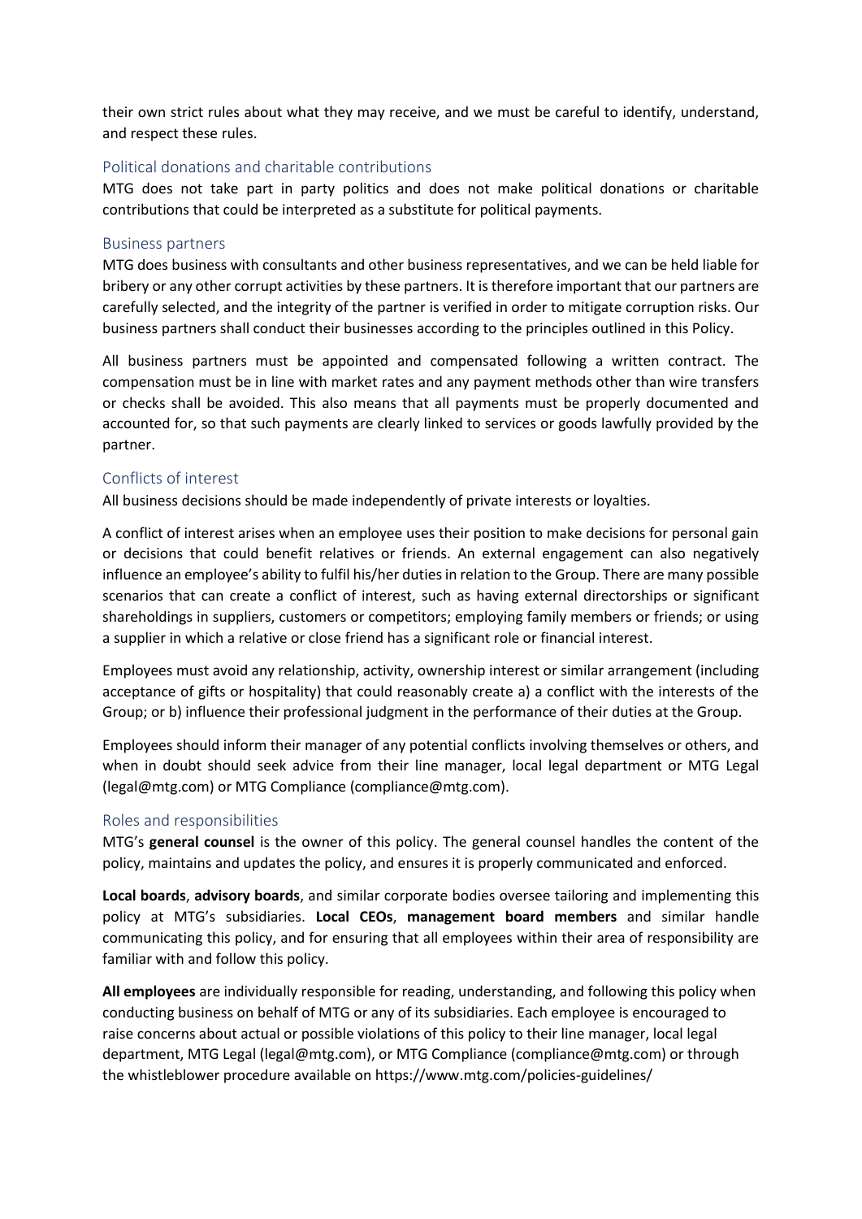their own strict rules about what they may receive, and we must be careful to identify, understand, and respect these rules.

### Political donations and charitable contributions

MTG does not take part in party politics and does not make political donations or charitable contributions that could be interpreted as a substitute for political payments.

### Business partners

MTG does business with consultants and other business representatives, and we can be held liable for bribery or any other corrupt activities by these partners. It is therefore important that our partners are carefully selected, and the integrity of the partner is verified in order to mitigate corruption risks. Our business partners shall conduct their businesses according to the principles outlined in this Policy.

All business partners must be appointed and compensated following a written contract. The compensation must be in line with market rates and any payment methods other than wire transfers or checks shall be avoided. This also means that all payments must be properly documented and accounted for, so that such payments are clearly linked to services or goods lawfully provided by the partner.

### Conflicts of interest

All business decisions should be made independently of private interests or loyalties.

A conflict of interest arises when an employee uses their position to make decisions for personal gain or decisions that could benefit relatives or friends. An external engagement can also negatively influence an employee's ability to fulfil his/her duties in relation to the Group. There are many possible scenarios that can create a conflict of interest, such as having external directorships or significant shareholdings in suppliers, customers or competitors; employing family members or friends; or using a supplier in which a relative or close friend has a significant role or financial interest.

Employees must avoid any relationship, activity, ownership interest or similar arrangement (including acceptance of gifts or hospitality) that could reasonably create a) a conflict with the interests of the Group; or b) influence their professional judgment in the performance of their duties at the Group.

Employees should inform their manager of any potential conflicts involving themselves or others, and when in doubt should seek advice from their line manager, local legal department or MTG Legal (legal@mtg.com) or MTG Compliance (compliance@mtg.com).

### Roles and responsibilities

MTG's **general counsel** is the owner of this policy. The general counsel handles the content of the policy, maintains and updates the policy, and ensures it is properly communicated and enforced.

**Local boards**, **advisory boards**, and similar corporate bodies oversee tailoring and implementing this policy at MTG's subsidiaries. **Local CEOs**, **management board members** and similar handle communicating this policy, and for ensuring that all employees within their area of responsibility are familiar with and follow this policy.

**All employees** are individually responsible for reading, understanding, and following this policy when conducting business on behalf of MTG or any of its subsidiaries. Each employee is encouraged to raise concerns about actual or possible violations of this policy to their line manager, local legal department, MTG Legal (legal@mtg.com), or MTG Compliance (compliance@mtg.com) or through the whistleblower procedure available on https://www.mtg.com/policies-guidelines/